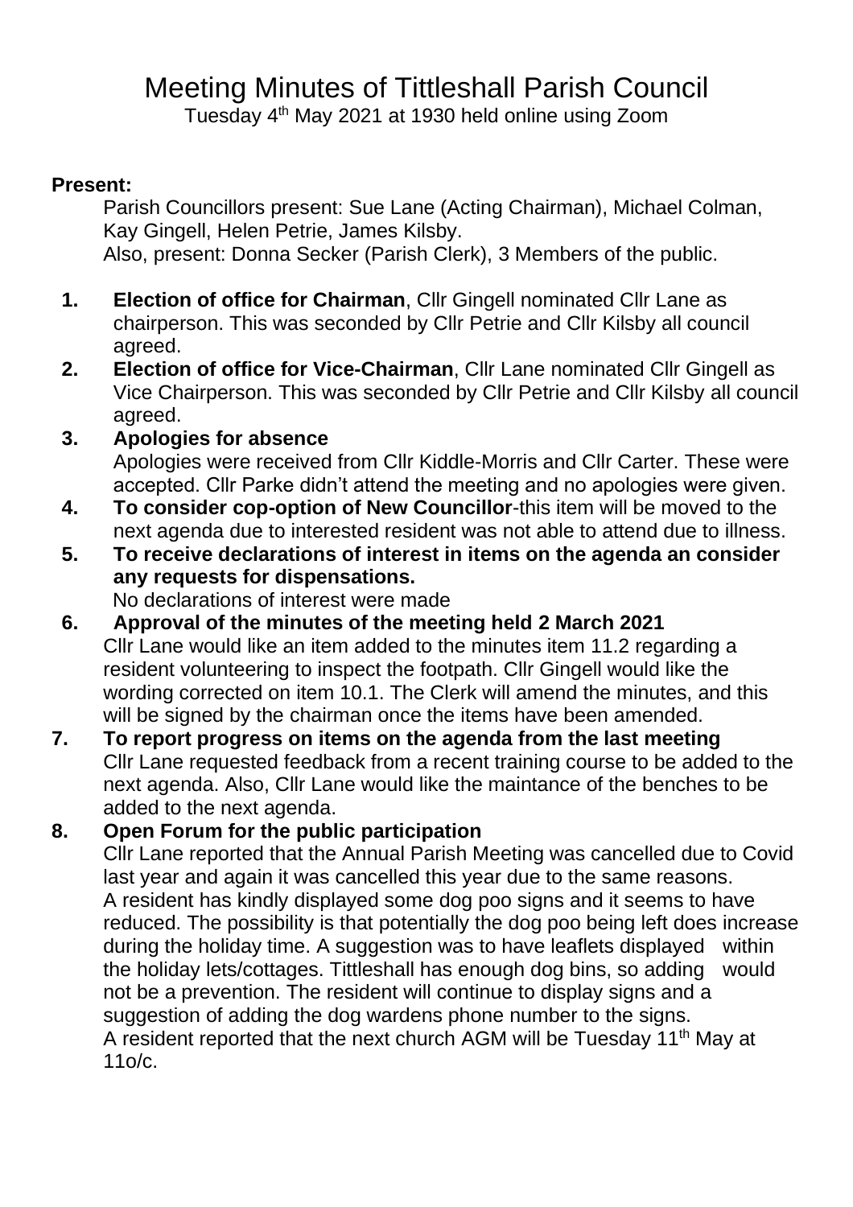# Meeting Minutes of Tittleshall Parish Council

Tuesday 4th May 2021 at 1930 held online using Zoom

**Present:**

Parish Councillors present: Sue Lane (Acting Chairman), Michael Colman, Kay Gingell, Helen Petrie, James Kilsby.
Also, present: Donna Secker (Parish Clerk), 3 Members of the public.

1. **Election of office for Chairman**, Cllr Gingell nominated Cllr Lane as chairperson. This was seconded by Cllr Petrie and Cllr Kilsby all council agreed.
2. **Election of office for Vice-Chairman**, Cllr Lane nominated Cllr Gingell as Vice Chairperson. This was seconded by Cllr Petrie and Cllr Kilsby all council agreed.
3. **Apologies for absence**
   Apologies were received from Cllr Kiddle-Morris and Cllr Carter. These were accepted. Cllr Parke didn't attend the meeting and no apologies were given.
4. **To consider cop-option of New Councillor**-this item will be moved to the next agenda due to interested resident was not able to attend due to illness.
5. **To receive declarations of interest in items on the agenda an consider any requests for dispensations.**
   No declarations of interest were made
6. **Approval of the minutes of the meeting held 2 March 2021**
   Cllr Lane would like an item added to the minutes item 11.2 regarding a resident volunteering to inspect the footpath. Cllr Gingell would like the wording corrected on item 10.1. The Clerk will amend the minutes, and this will be signed by the chairman once the items have been amended.
7. **To report progress on items on the agenda from the last meeting**
   Cllr Lane requested feedback from a recent training course to be added to the next agenda. Also, Cllr Lane would like the maintance of the benches to be added to the next agenda.
8. **Open Forum for the public participation**
   Cllr Lane reported that the Annual Parish Meeting was cancelled due to Covid last year and again it was cancelled this year due to the same reasons.
   A resident has kindly displayed some dog poo signs and it seems to have reduced. The possibility is that potentially the dog poo being left does increase during the holiday time. A suggestion was to have leaflets displayed within the holiday lets/cottages. Tittleshall has enough dog bins, so adding would not be a prevention. The resident will continue to display signs and a suggestion of adding the dog wardens phone number to the signs.
   A resident reported that the next church AGM will be Tuesday 11th May at 11o/c.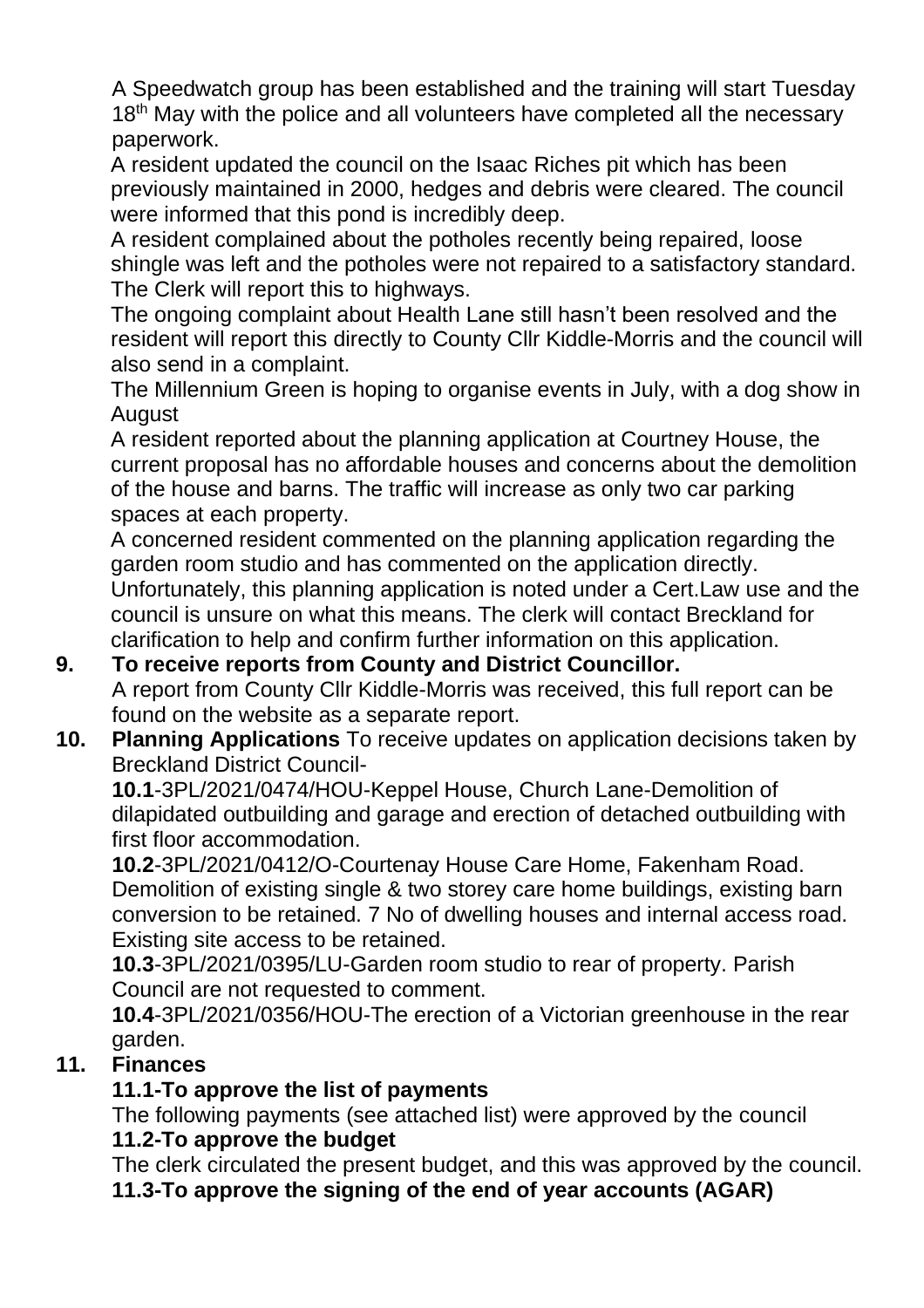A Speedwatch group has been established and the training will start Tuesday 18th May with the police and all volunteers have completed all the necessary paperwork.

A resident updated the council on the Isaac Riches pit which has been previously maintained in 2000, hedges and debris were cleared. The council were informed that this pond is incredibly deep.

A resident complained about the potholes recently being repaired, loose shingle was left and the potholes were not repaired to a satisfactory standard. The Clerk will report this to highways.

The ongoing complaint about Health Lane still hasn't been resolved and the resident will report this directly to County Cllr Kiddle-Morris and the council will also send in a complaint.

The Millennium Green is hoping to organise events in July, with a dog show in August

A resident reported about the planning application at Courtney House, the current proposal has no affordable houses and concerns about the demolition of the house and barns. The traffic will increase as only two car parking spaces at each property.

A concerned resident commented on the planning application regarding the garden room studio and has commented on the application directly. Unfortunately, this planning application is noted under a Cert.Law use and the council is unsure on what this means. The clerk will contact Breckland for clarification to help and confirm further information on this application.

**9. To receive reports from County and District Councillor.**

A report from County Cllr Kiddle-Morris was received, this full report can be found on the website as a separate report.

**10. Planning Applications** To receive updates on application decisions taken by Breckland District Council-

**10.1**-3PL/2021/0474/HOU-Keppel House, Church Lane-Demolition of dilapidated outbuilding and garage and erection of detached outbuilding with first floor accommodation.

**10.2**-3PL/2021/0412/O-Courtenay House Care Home, Fakenham Road. Demolition of existing single & two storey care home buildings, existing barn conversion to be retained. 7 No of dwelling houses and internal access road. Existing site access to be retained.

**10.3**-3PL/2021/0395/LU-Garden room studio to rear of property. Parish Council are not requested to comment.

**10.4**-3PL/2021/0356/HOU-The erection of a Victorian greenhouse in the rear garden.

**11. Finances**

**11.1-To approve the list of payments**

The following payments (see attached list) were approved by the council

**11.2-To approve the budget**

The clerk circulated the present budget, and this was approved by the council.

**11.3-To approve the signing of the end of year accounts (AGAR)**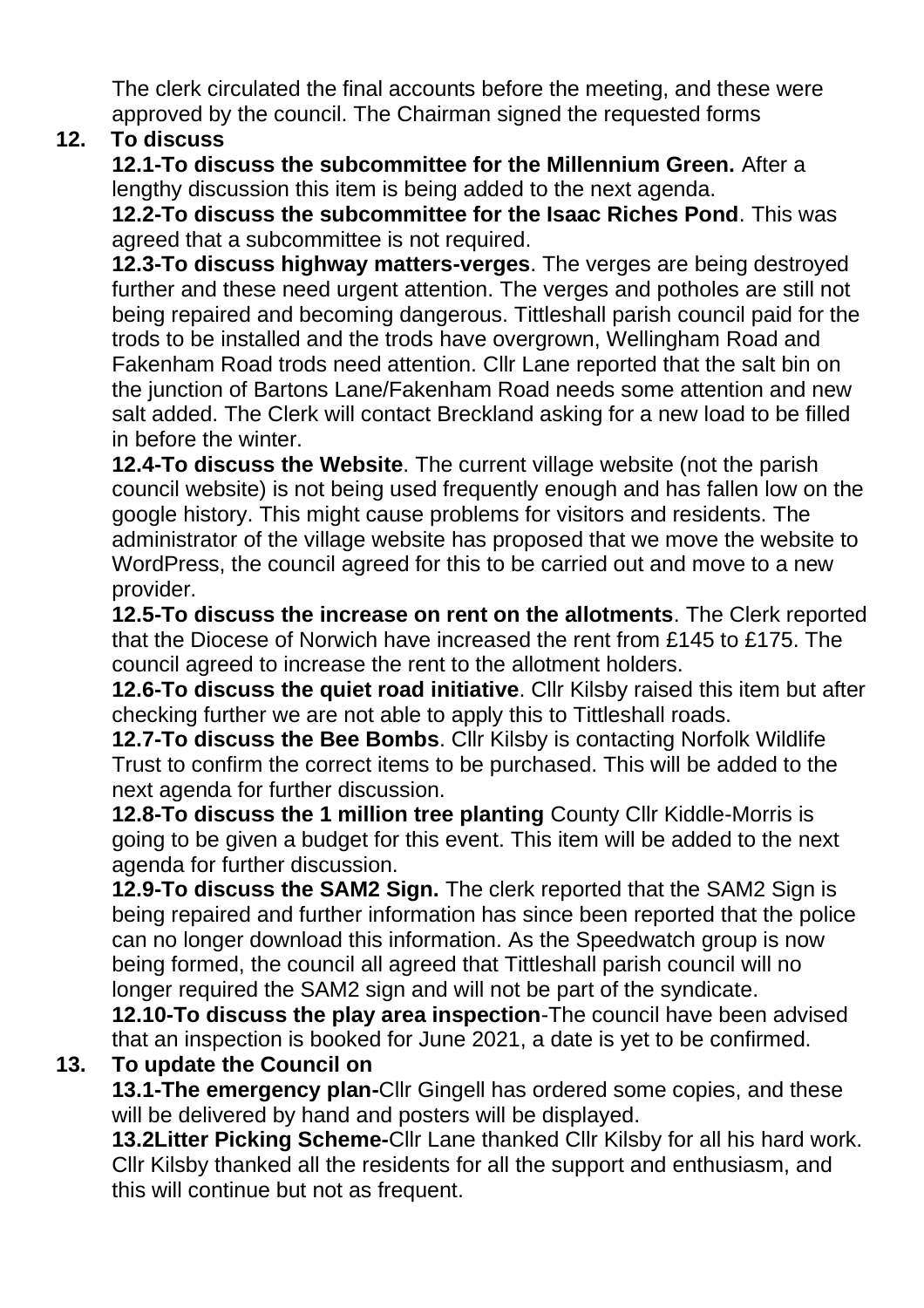The clerk circulated the final accounts before the meeting, and these were approved by the council. The Chairman signed the requested forms

**12. To discuss**

**12.1-To discuss the subcommittee for the Millennium Green.** After a lengthy discussion this item is being added to the next agenda.

**12.2-To discuss the subcommittee for the Isaac Riches Pond**. This was agreed that a subcommittee is not required.

**12.3-To discuss highway matters-verges**. The verges are being destroyed further and these need urgent attention. The verges and potholes are still not being repaired and becoming dangerous. Tittleshall parish council paid for the trods to be installed and the trods have overgrown, Wellingham Road and Fakenham Road trods need attention. Cllr Lane reported that the salt bin on the junction of Bartons Lane/Fakenham Road needs some attention and new salt added. The Clerk will contact Breckland asking for a new load to be filled in before the winter.

**12.4-To discuss the Website**. The current village website (not the parish council website) is not being used frequently enough and has fallen low on the google history. This might cause problems for visitors and residents. The administrator of the village website has proposed that we move the website to WordPress, the council agreed for this to be carried out and move to a new provider.

**12.5-To discuss the increase on rent on the allotments**. The Clerk reported that the Diocese of Norwich have increased the rent from £145 to £175. The council agreed to increase the rent to the allotment holders.

**12.6-To discuss the quiet road initiative**. Cllr Kilsby raised this item but after checking further we are not able to apply this to Tittleshall roads.

**12.7-To discuss the Bee Bombs**. Cllr Kilsby is contacting Norfolk Wildlife Trust to confirm the correct items to be purchased. This will be added to the next agenda for further discussion.

**12.8-To discuss the 1 million tree planting** County Cllr Kiddle-Morris is going to be given a budget for this event. This item will be added to the next agenda for further discussion.

**12.9-To discuss the SAM2 Sign.** The clerk reported that the SAM2 Sign is being repaired and further information has since been reported that the police can no longer download this information. As the Speedwatch group is now being formed, the council all agreed that Tittleshall parish council will no longer required the SAM2 sign and will not be part of the syndicate.

**12.10-To discuss the play area inspection**-The council have been advised that an inspection is booked for June 2021, a date is yet to be confirmed.

**13. To update the Council on**

**13.1-The emergency plan-**Cllr Gingell has ordered some copies, and these will be delivered by hand and posters will be displayed.

**13.2Litter Picking Scheme-**Cllr Lane thanked Cllr Kilsby for all his hard work. Cllr Kilsby thanked all the residents for all the support and enthusiasm, and this will continue but not as frequent.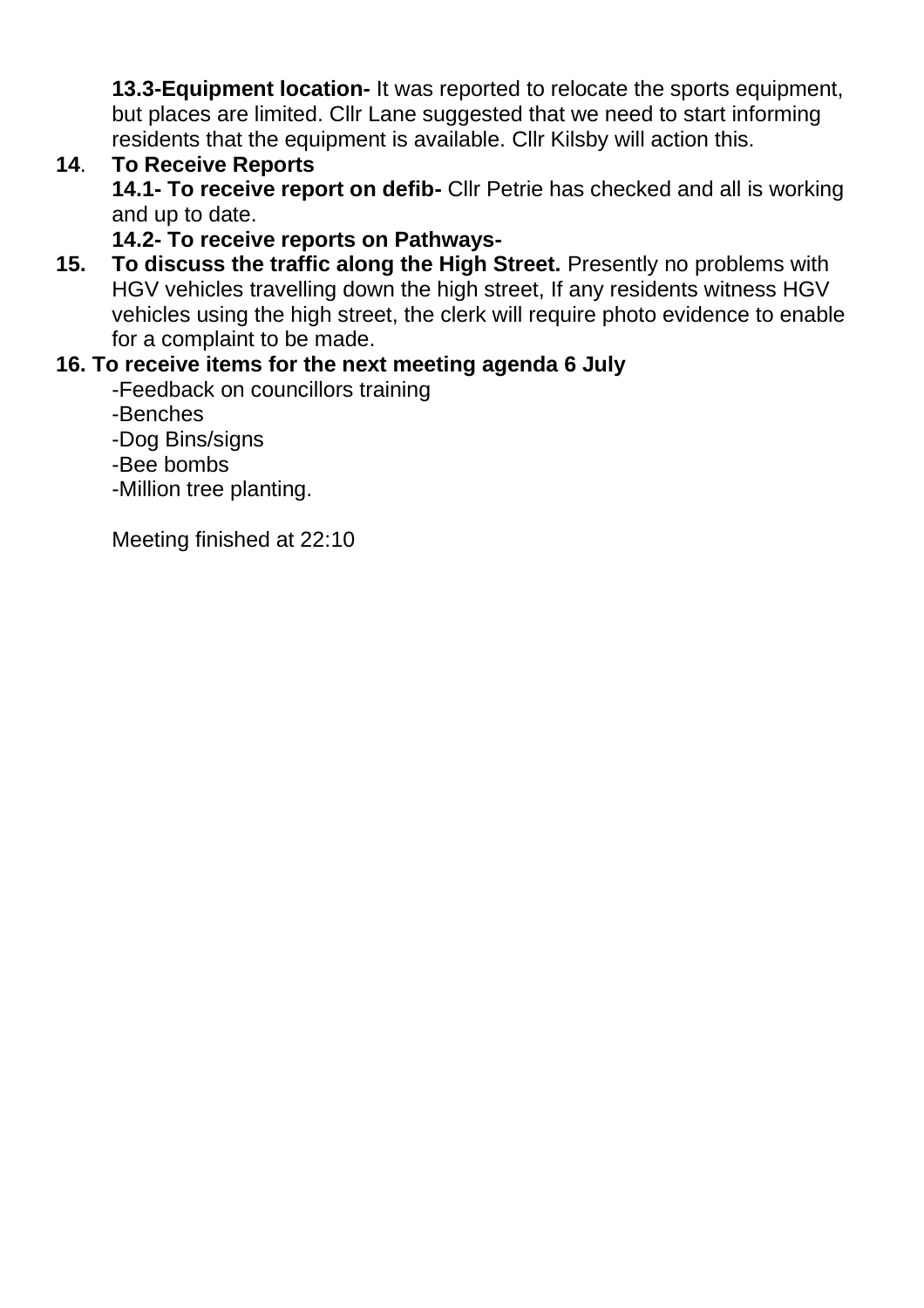**13.3-Equipment location-** It was reported to relocate the sports equipment, but places are limited. Cllr Lane suggested that we need to start informing residents that the equipment is available. Cllr Kilsby will action this.

**14**. **To Receive Reports**

**14.1- To receive report on defib-** Cllr Petrie has checked and all is working and up to date.

**14.2- To receive reports on Pathways-**

**15. To discuss the traffic along the High Street.** Presently no problems with HGV vehicles travelling down the high street, If any residents witness HGV vehicles using the high street, the clerk will require photo evidence to enable for a complaint to be made.

**16. To receive items for the next meeting agenda 6 July**

-Feedback on councillors training
-Benches
-Dog Bins/signs
-Bee bombs
-Million tree planting.

Meeting finished at 22:10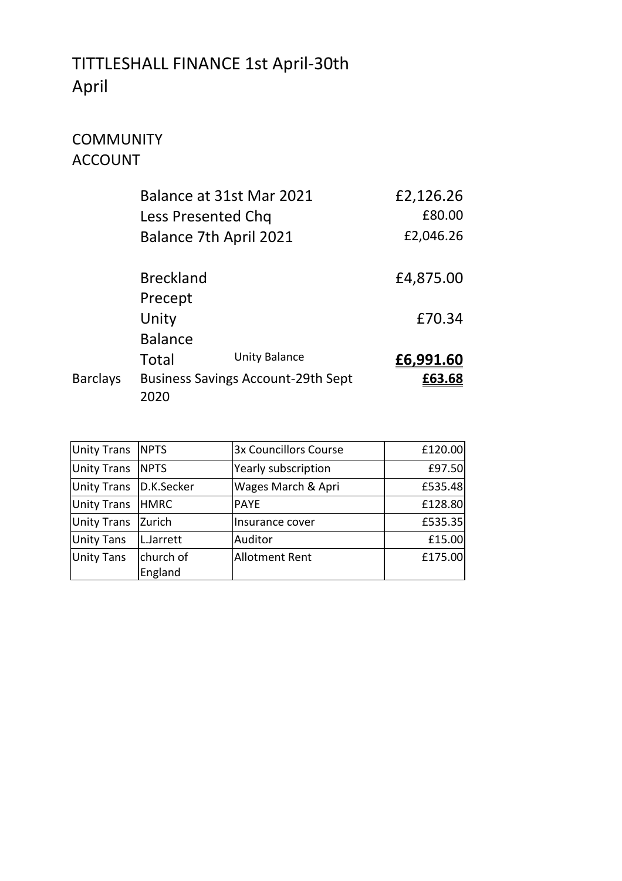# TITTLESHALL FINANCE 1st April-30th April

## COMMUNITY ACCOUNT

| | | | |
|---|---|---|---|
| | Balance at 31st Mar 2021 | | £2,126.26 |
| | Less Presented Chq | | £80.00 |
| | Balance 7th April 2021 | | £2,046.26 |
| | Breckland Precept | | £4,875.00 |
| | Unity Balance | | £70.34 |
| | Total | Unity Balance | **£6,991.60** |
| Barclays | Business Savings Account-29th Sept 2020 | | **£63.68** |

| | | | |
|---|---|---|---|
| Unity Trans | NPTS | 3x Councillors Course | £120.00 |
| Unity Trans | NPTS | Yearly subscription | £97.50 |
| Unity Trans | D.K.Secker | Wages March & Apri | £535.48 |
| Unity Trans | HMRC | PAYE | £128.80 |
| Unity Trans | Zurich | Insurance cover | £535.35 |
| Unity Tans | L.Jarrett | Auditor | £15.00 |
| Unity Tans | church of England | Allotment Rent | £175.00 |